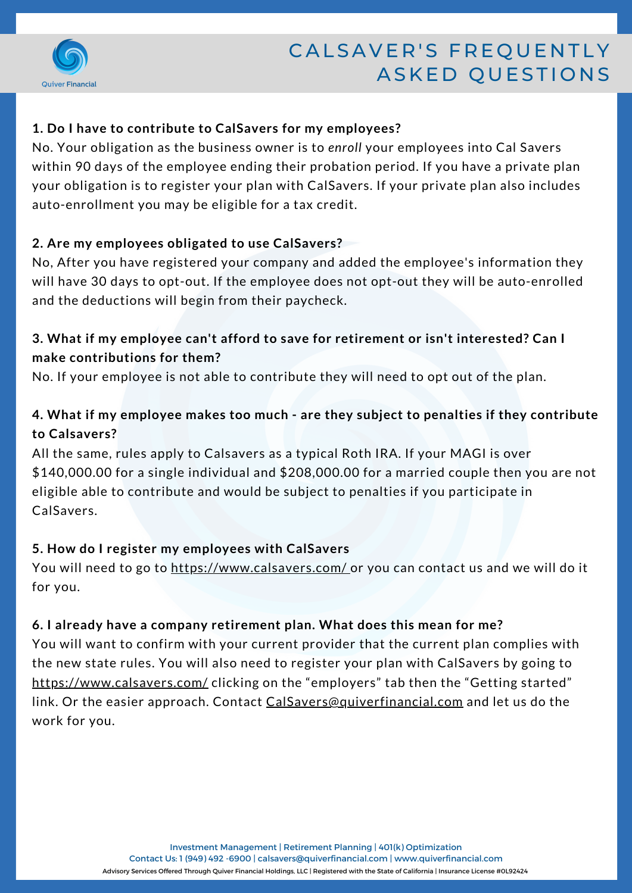# CALSAVER'S FREQUENTLY ASKED QUESTIONS

**1. Do I have to contribute to CalSavers for my employees?**

No. Your obligation as the business owner is to *enroll* your employees into Cal Savers within 90 days of the employee ending their probation period. If you have a private plan your obligation is to register your plan with CalSavers. If your private plan also includes auto-enrollment you may be eligible for a tax credit.

**2. Are my employees obligated to use CalSavers?**

No, After you have registered your company and added the employee's information they will have 30 days to opt-out. If the employee does not opt-out they will be auto-enrolled and the deductions will begin from their paycheck.

**3. What if my employee can't afford to save for retirement or isn't interested? Can I make contributions for them?**

No. If your employee is not able to contribute they will need to opt out of the plan.

**4. What if my employee makes too much - are they subject to penalties if they contribute to Calsavers?**

All the same, rules apply to Calsavers as a typical Roth IRA. If your MAGI is over $140,000.00 for a single individual and $208,000.00 for a married couple then you are not eligible able to contribute and would be subject to penalties if you participate in CalSavers.

**5. How do I register my employees with CalSavers**

You will need to go to https://www.calsavers.com/ or you can contact us and we will do it for you.

**6. I already have a company retirement plan. What does this mean for me?**

You will want to confirm with your current provider that the current plan complies with the new state rules. You will also need to register your plan with CalSavers by going to https://www.calsavers.com/ clicking on the "employers" tab then the "Getting started" link. Or the easier approach. Contact CalSavers@quiverfinancial.com and let us do the work for you.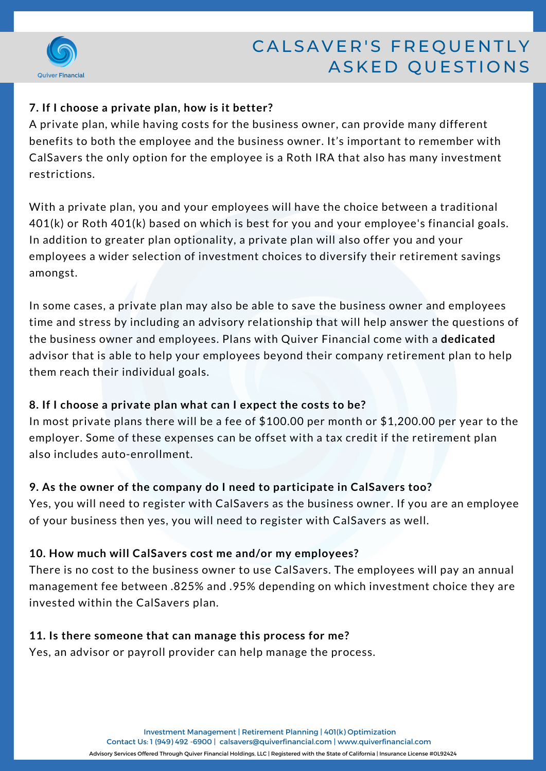# CALSAVER'S FREQUENTLY ASKED QUESTIONS

**7. If I choose a private plan, how is it better?**

A private plan, while having costs for the business owner, can provide many different benefits to both the employee and the business owner. It's important to remember with CalSavers the only option for the employee is a Roth IRA that also has many investment restrictions.

With a private plan, you and your employees will have the choice between a traditional 401(k) or Roth 401(k) based on which is best for you and your employee's financial goals. In addition to greater plan optionality, a private plan will also offer you and your employees a wider selection of investment choices to diversify their retirement savings amongst.

In some cases, a private plan may also be able to save the business owner and employees time and stress by including an advisory relationship that will help answer the questions of the business owner and employees. Plans with Quiver Financial come with a **dedicated** advisor that is able to help your employees beyond their company retirement plan to help them reach their individual goals.

**8. If I choose a private plan what can I expect the costs to be?**

In most private plans there will be a fee of $100.00 per month or $1,200.00 per year to the employer. Some of these expenses can be offset with a tax credit if the retirement plan also includes auto-enrollment.

**9. As the owner of the company do I need to participate in CalSavers too?**

Yes, you will need to register with CalSavers as the business owner. If you are an employee of your business then yes, you will need to register with CalSavers as well.

**10. How much will CalSavers cost me and/or my employees?**

There is no cost to the business owner to use CalSavers. The employees will pay an annual management fee between .825% and .95% depending on which investment choice they are invested within the CalSavers plan.

**11. Is there someone that can manage this process for me?**

Yes, an advisor or payroll provider can help manage the process.

Investment Management | Retirement Planning | 401(k) Optimization

Contact Us: 1 (949) 492 -6900 | calsavers@quiverfinancial.com | www.quiverfinancial.com

Advisory Services Offered Through Quiver Financial Holdings, LLC | Registered with the State of California | Insurance License #0L92424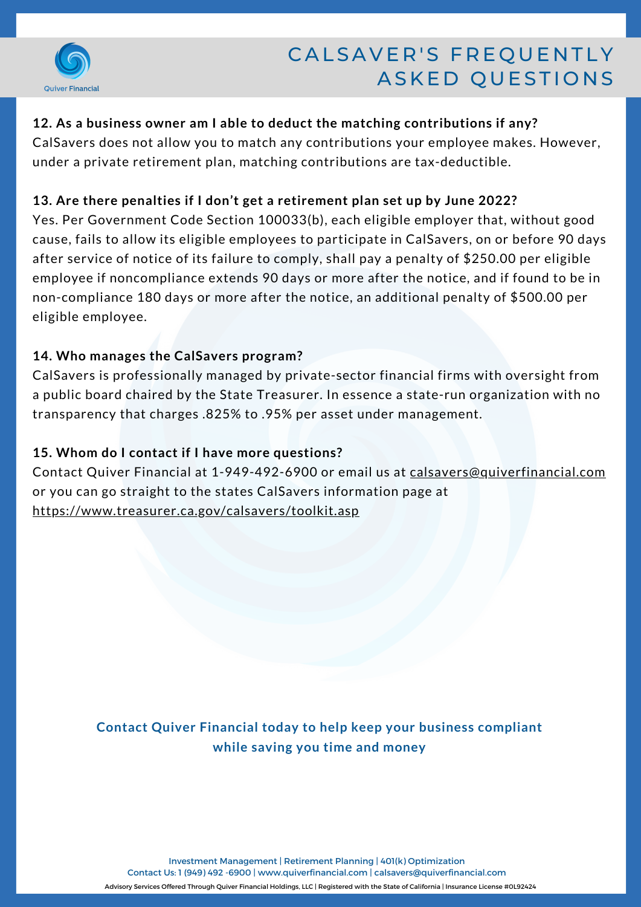# CALSAVER'S FREQUENTLY ASKED QUESTIONS

**12. As a business owner am I able to deduct the matching contributions if any?**
CalSavers does not allow you to match any contributions your employee makes. However, under a private retirement plan, matching contributions are tax-deductible.

**13. Are there penalties if I don't get a retirement plan set up by June 2022?**
Yes. Per Government Code Section 100033(b), each eligible employer that, without good cause, fails to allow its eligible employees to participate in CalSavers, on or before 90 days after service of notice of its failure to comply, shall pay a penalty of $250.00 per eligible employee if noncompliance extends 90 days or more after the notice, and if found to be in non-compliance 180 days or more after the notice, an additional penalty of $500.00 per eligible employee.

**14. Who manages the CalSavers program?**
CalSavers is professionally managed by private-sector financial firms with oversight from a public board chaired by the State Treasurer. In essence a state-run organization with no transparency that charges .825% to .95% per asset under management.

**15. Whom do I contact if I have more questions?**
Contact Quiver Financial at 1-949-492-6900 or email us at calsavers@quiverfinancial.com or you can go straight to the states CalSavers information page at https://www.treasurer.ca.gov/calsavers/toolkit.asp

**Contact Quiver Financial today to help keep your business compliant while saving you time and money**

Investment Management | Retirement Planning | 401(k) Optimization
Contact Us: 1 (949) 492 -6900 | www.quiverfinancial.com | calsavers@quiverfinancial.com
Advisory Services Offered Through Quiver Financial Holdings, LLC | Registered with the State of California | Insurance License #0L92424